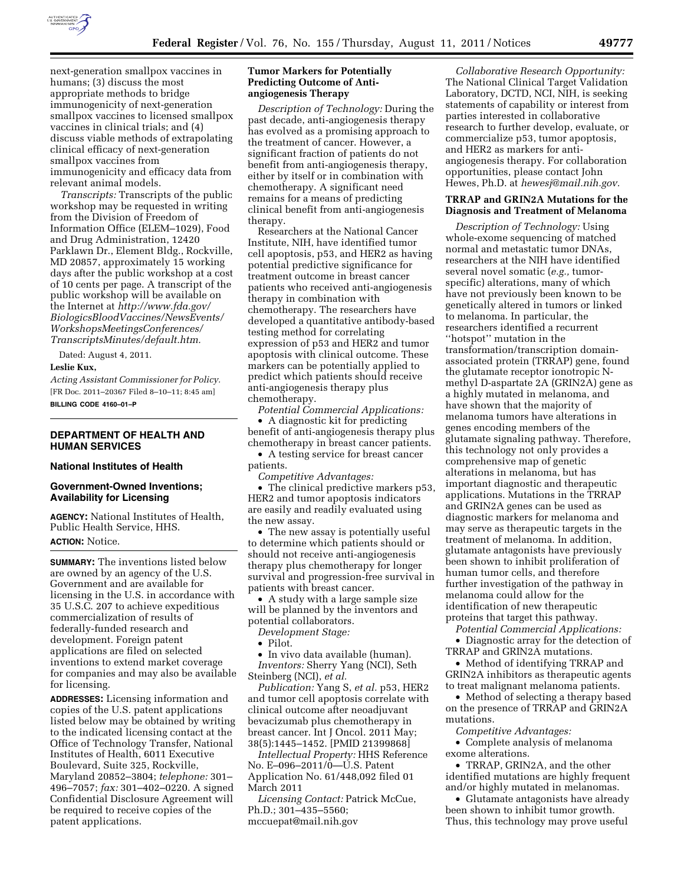next-generation smallpox vaccines in humans; (3) discuss the most appropriate methods to bridge immunogenicity of next-generation smallpox vaccines to licensed smallpox vaccines in clinical trials; and (4) discuss viable methods of extrapolating clinical efficacy of next-generation smallpox vaccines from immunogenicity and efficacy data from relevant animal models.

*Transcripts:* Transcripts of the public workshop may be requested in writing from the Division of Freedom of Information Office (ELEM–1029), Food and Drug Administration, 12420 Parklawn Dr., Element Bldg., Rockville, MD 20857, approximately 15 working days after the public workshop at a cost of 10 cents per page. A transcript of the public workshop will be available on the Internet at *http://www.fda.gov/BiologicsBloodVaccines/NewsEvents/WorkshopsMeetingsConferences/TranscriptsMinutes/default.htm.*

Dated: August 4, 2011.

**Leslie Kux,**

*Acting Assistant Commissioner for Policy.*

[FR Doc. 2011–20367 Filed 8–10–11; 8:45 am]

**BILLING CODE 4160–01–P**

## DEPARTMENT OF HEALTH AND HUMAN SERVICES

### National Institutes of Health

### Government-Owned Inventions; Availability for Licensing

**AGENCY:** National Institutes of Health, Public Health Service, HHS.

**ACTION:** Notice.

**SUMMARY:** The inventions listed below are owned by an agency of the U.S. Government and are available for licensing in the U.S. in accordance with 35 U.S.C. 207 to achieve expeditious commercialization of results of federally-funded research and development. Foreign patent applications are filed on selected inventions to extend market coverage for companies and may also be available for licensing.

**ADDRESSES:** Licensing information and copies of the U.S. patent applications listed below may be obtained by writing to the indicated licensing contact at the Office of Technology Transfer, National Institutes of Health, 6011 Executive Boulevard, Suite 325, Rockville, Maryland 20852–3804; *telephone:* 301–496–7057; *fax:* 301–402–0220. A signed Confidential Disclosure Agreement will be required to receive copies of the patent applications.

### Tumor Markers for Potentially Predicting Outcome of Anti-angiogenesis Therapy

*Description of Technology:* During the past decade, anti-angiogenesis therapy has evolved as a promising approach to the treatment of cancer. However, a significant fraction of patients do not benefit from anti-angiogenesis therapy, either by itself or in combination with chemotherapy. A significant need remains for a means of predicting clinical benefit from anti-angiogenesis therapy.

Researchers at the National Cancer Institute, NIH, have identified tumor cell apoptosis, p53, and HER2 as having potential predictive significance for treatment outcome in breast cancer patients who received anti-angiogenesis therapy in combination with chemotherapy. The researchers have developed a quantitative antibody-based testing method for correlating expression of p53 and HER2 and tumor apoptosis with clinical outcome. These markers can be potentially applied to predict which patients should receive anti-angiogenesis therapy plus chemotherapy.

*Potential Commercial Applications:*

- A diagnostic kit for predicting benefit of anti-angiogenesis therapy plus chemotherapy in breast cancer patients.
- A testing service for breast cancer patients.

*Competitive Advantages:*

- The clinical predictive markers p53, HER2 and tumor apoptosis indicators are easily and readily evaluated using the new assay.
- The new assay is potentially useful to determine which patients should or should not receive anti-angiogenesis therapy plus chemotherapy for longer survival and progression-free survival in patients with breast cancer.
- A study with a large sample size will be planned by the inventors and potential collaborators.

*Development Stage:*

- Pilot.
- In vivo data available (human).

*Inventors:* Sherry Yang (NCI), Seth Steinberg (NCI), *et al.*

*Publication:* Yang S, *et al.* p53, HER2 and tumor cell apoptosis correlate with clinical outcome after neoadjuvant bevacizumab plus chemotherapy in breast cancer. Int J Oncol. 2011 May; 38(5):1445–1452. [PMID 21399868]

*Intellectual Property:* HHS Reference No. E–096–2011/0—U.S. Patent Application No. 61/448,092 filed 01 March 2011

*Licensing Contact:* Patrick McCue, Ph.D.; 301–435–5560; mccuepat@mail.nih.gov

*Collaborative Research Opportunity:* The National Clinical Target Validation Laboratory, DCTD, NCI, NIH, is seeking statements of capability or interest from parties interested in collaborative research to further develop, evaluate, or commercialize p53, tumor apoptosis, and HER2 as markers for anti-angiogenesis therapy. For collaboration opportunities, please contact John Hewes, Ph.D. at *hewesj@mail.nih.gov*.

### TRRAP and GRIN2A Mutations for the Diagnosis and Treatment of Melanoma

*Description of Technology:* Using whole-exome sequencing of matched normal and metastatic tumor DNAs, researchers at the NIH have identified several novel somatic (*e.g.,* tumor-specific) alterations, many of which have not previously been known to be genetically altered in tumors or linked to melanoma. In particular, the researchers identified a recurrent ''hotspot'' mutation in the transformation/transcription domain-associated protein (TRRAP) gene, found the glutamate receptor ionotropic N-methyl D-aspartate 2A (GRIN2A) gene as a highly mutated in melanoma, and have shown that the majority of melanoma tumors have alterations in genes encoding members of the glutamate signaling pathway. Therefore, this technology not only provides a comprehensive map of genetic alterations in melanoma, but has important diagnostic and therapeutic applications. Mutations in the TRRAP and GRIN2A genes can be used as diagnostic markers for melanoma and may serve as therapeutic targets in the treatment of melanoma. In addition, glutamate antagonists have previously been shown to inhibit proliferation of human tumor cells, and therefore further investigation of the pathway in melanoma could allow for the identification of new therapeutic proteins that target this pathway.

*Potential Commercial Applications:*

- Diagnostic array for the detection of TRRAP and GRIN2A mutations.
- Method of identifying TRRAP and GRIN2A inhibitors as therapeutic agents to treat malignant melanoma patients.
- Method of selecting a therapy based on the presence of TRRAP and GRIN2A mutations.

*Competitive Advantages:*

- Complete analysis of melanoma exome alterations.
- TRRAP, GRIN2A, and the other identified mutations are highly frequent and/or highly mutated in melanomas.
- Glutamate antagonists have already been shown to inhibit tumor growth. Thus, this technology may prove useful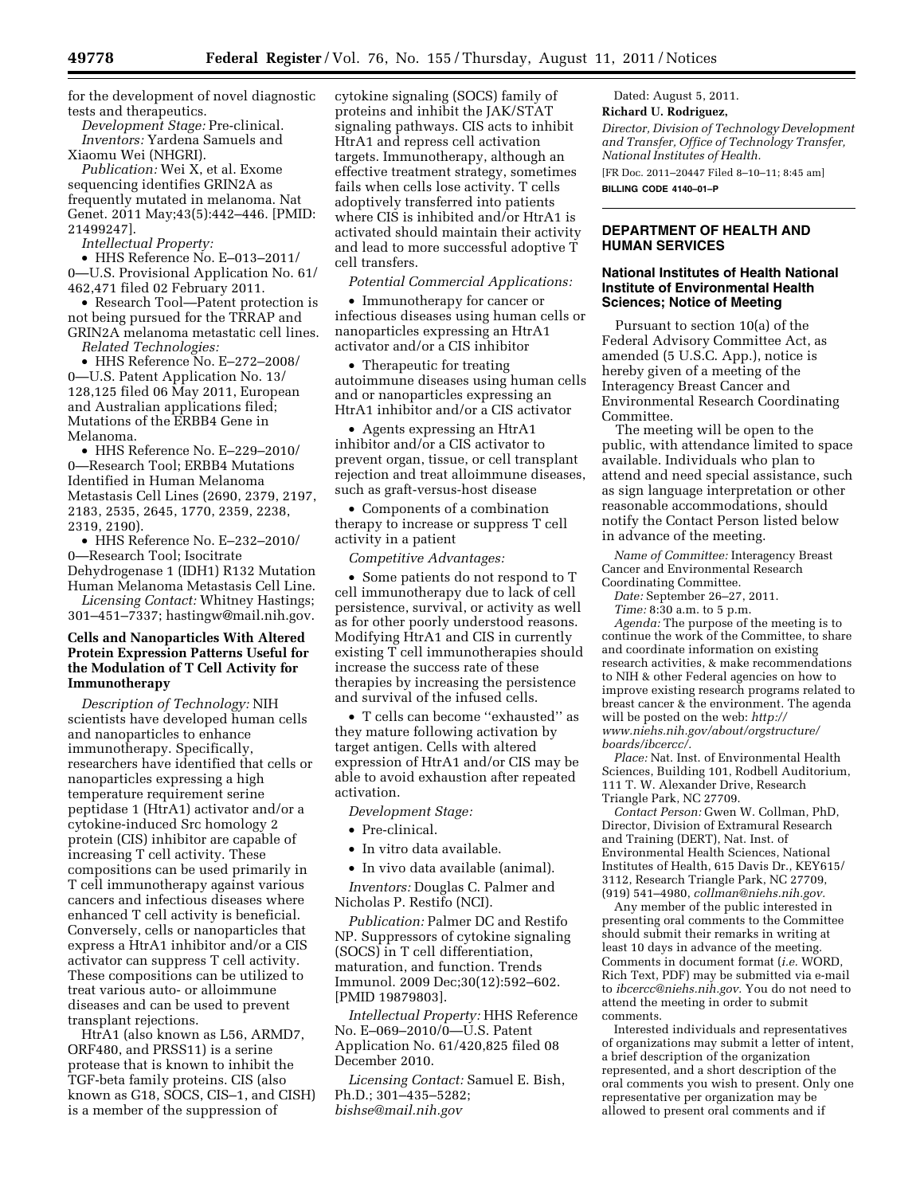for the development of novel diagnostic tests and therapeutics.

*Development Stage:* Pre-clinical.

*Inventors:* Yardena Samuels and Xiaomu Wei (NHGRI).

*Publication:* Wei X, et al. Exome sequencing identifies GRIN2A as frequently mutated in melanoma. Nat Genet. 2011 May;43(5):442–446. [PMID: 21499247].

*Intellectual Property:*

- HHS Reference No. E–013–2011/0—U.S. Provisional Application No. 61/462,471 filed 02 February 2011.
- Research Tool—Patent protection is not being pursued for the TRRAP and GRIN2A melanoma metastatic cell lines.

*Related Technologies:*

- HHS Reference No. E–272–2008/0—U.S. Patent Application No. 13/128,125 filed 06 May 2011, European and Australian applications filed; Mutations of the ERBB4 Gene in Melanoma.
- HHS Reference No. E–229–2010/0—Research Tool; ERBB4 Mutations Identified in Human Melanoma Metastasis Cell Lines (2690, 2379, 2197, 2183, 2535, 2645, 1770, 2359, 2238, 2319, 2190).
- HHS Reference No. E–232–2010/0—Research Tool; Isocitrate Dehydrogenase 1 (IDH1) R132 Mutation Human Melanoma Metastasis Cell Line.

*Licensing Contact:* Whitney Hastings; 301–451–7337; hastingw@mail.nih.gov.

## Cells and Nanoparticles With Altered Protein Expression Patterns Useful for the Modulation of T Cell Activity for Immunotherapy

*Description of Technology:* NIH scientists have developed human cells and nanoparticles to enhance immunotherapy. Specifically, researchers have identified that cells or nanoparticles expressing a high temperature requirement serine peptidase 1 (HtrA1) activator and/or a cytokine-induced Src homology 2 protein (CIS) inhibitor are capable of increasing T cell activity. These compositions can be used primarily in T cell immunotherapy against various cancers and infectious diseases where enhanced T cell activity is beneficial. Conversely, cells or nanoparticles that express a HtrA1 inhibitor and/or a CIS activator can suppress T cell activity. These compositions can be utilized to treat various auto- or alloimmune diseases and can be used to prevent transplant rejections.

HtrA1 (also known as L56, ARMD7, ORF480, and PRSS11) is a serine protease that is known to inhibit the TGF-beta family proteins. CIS (also known as G18, SOCS, CIS–1, and CISH) is a member of the suppression of cytokine signaling (SOCS) family of proteins and inhibit the JAK/STAT signaling pathways. CIS acts to inhibit HtrA1 and repress cell activation targets. Immunotherapy, although an effective treatment strategy, sometimes fails when cells lose activity. T cells adoptively transferred into patients where CIS is inhibited and/or HtrA1 is activated should maintain their activity and lead to more successful adoptive T cell transfers.

*Potential Commercial Applications:*

- Immunotherapy for cancer or infectious diseases using human cells or nanoparticles expressing an HtrA1 activator and/or a CIS inhibitor
- Therapeutic for treating autoimmune diseases using human cells and or nanoparticles expressing an HtrA1 inhibitor and/or a CIS activator
- Agents expressing an HtrA1 inhibitor and/or a CIS activator to prevent organ, tissue, or cell transplant rejection and treat alloimmune diseases, such as graft-versus-host disease
- Components of a combination therapy to increase or suppress T cell activity in a patient

*Competitive Advantages:*

- Some patients do not respond to T cell immunotherapy due to lack of cell persistence, survival, or activity as well as for other poorly understood reasons. Modifying HtrA1 and CIS in currently existing T cell immunotherapies should increase the success rate of these therapies by increasing the persistence and survival of the infused cells.
- T cells can become "exhausted" as they mature following activation by target antigen. Cells with altered expression of HtrA1 and/or CIS may be able to avoid exhaustion after repeated activation.

*Development Stage:*

- Pre-clinical.
- In vitro data available.
- In vivo data available (animal).

*Inventors:* Douglas C. Palmer and Nicholas P. Restifo (NCI).

*Publication:* Palmer DC and Restifo NP. Suppressors of cytokine signaling (SOCS) in T cell differentiation, maturation, and function. Trends Immunol. 2009 Dec;30(12):592–602. [PMID 19879803].

*Intellectual Property:* HHS Reference No. E–069–2010/0—U.S. Patent Application No. 61/420,825 filed 08 December 2010.

*Licensing Contact:* Samuel E. Bish, Ph.D.; 301–435–5282; *bishse@mail.nih.gov*

Dated: August 5, 2011.

**Richard U. Rodriguez,**

*Director, Division of Technology Development and Transfer, Office of Technology Transfer, National Institutes of Health.*

[FR Doc. 2011–20447 Filed 8–10–11; 8:45 am]

**BILLING CODE 4140–01–P**

# DEPARTMENT OF HEALTH AND HUMAN SERVICES

## National Institutes of Health National Institute of Environmental Health Sciences; Notice of Meeting

Pursuant to section 10(a) of the Federal Advisory Committee Act, as amended (5 U.S.C. App.), notice is hereby given of a meeting of the Interagency Breast Cancer and Environmental Research Coordinating Committee.

The meeting will be open to the public, with attendance limited to space available. Individuals who plan to attend and need special assistance, such as sign language interpretation or other reasonable accommodations, should notify the Contact Person listed below in advance of the meeting.

*Name of Committee:* Interagency Breast Cancer and Environmental Research Coordinating Committee.

*Date:* September 26–27, 2011.

*Time:* 8:30 a.m. to 5 p.m.

*Agenda:* The purpose of the meeting is to continue the work of the Committee, to share and coordinate information on existing research activities, & make recommendations to NIH & other Federal agencies on how to improve existing research programs related to breast cancer & the environment. The agenda will be posted on the web: *http://www.niehs.nih.gov/about/orgstructure/boards/ibcercc/*.

*Place:* Nat. Inst. of Environmental Health Sciences, Building 101, Rodbell Auditorium, 111 T. W. Alexander Drive, Research Triangle Park, NC 27709.

*Contact Person:* Gwen W. Collman, PhD, Director, Division of Extramural Research and Training (DERT), Nat. Inst. of Environmental Health Sciences, National Institutes of Health, 615 Davis Dr., KEY615/3112, Research Triangle Park, NC 27709, (919) 541–4980, *collman@niehs.nih.gov*.

Any member of the public interested in presenting oral comments to the Committee should submit their remarks in writing at least 10 days in advance of the meeting. Comments in document format (*i.e.* WORD, Rich Text, PDF) may be submitted via e-mail to *ibcercc@niehs.nih.gov*. You do not need to attend the meeting in order to submit comments.

Interested individuals and representatives of organizations may submit a letter of intent, a brief description of the organization represented, and a short description of the oral comments you wish to present. Only one representative per organization may be allowed to present oral comments and if